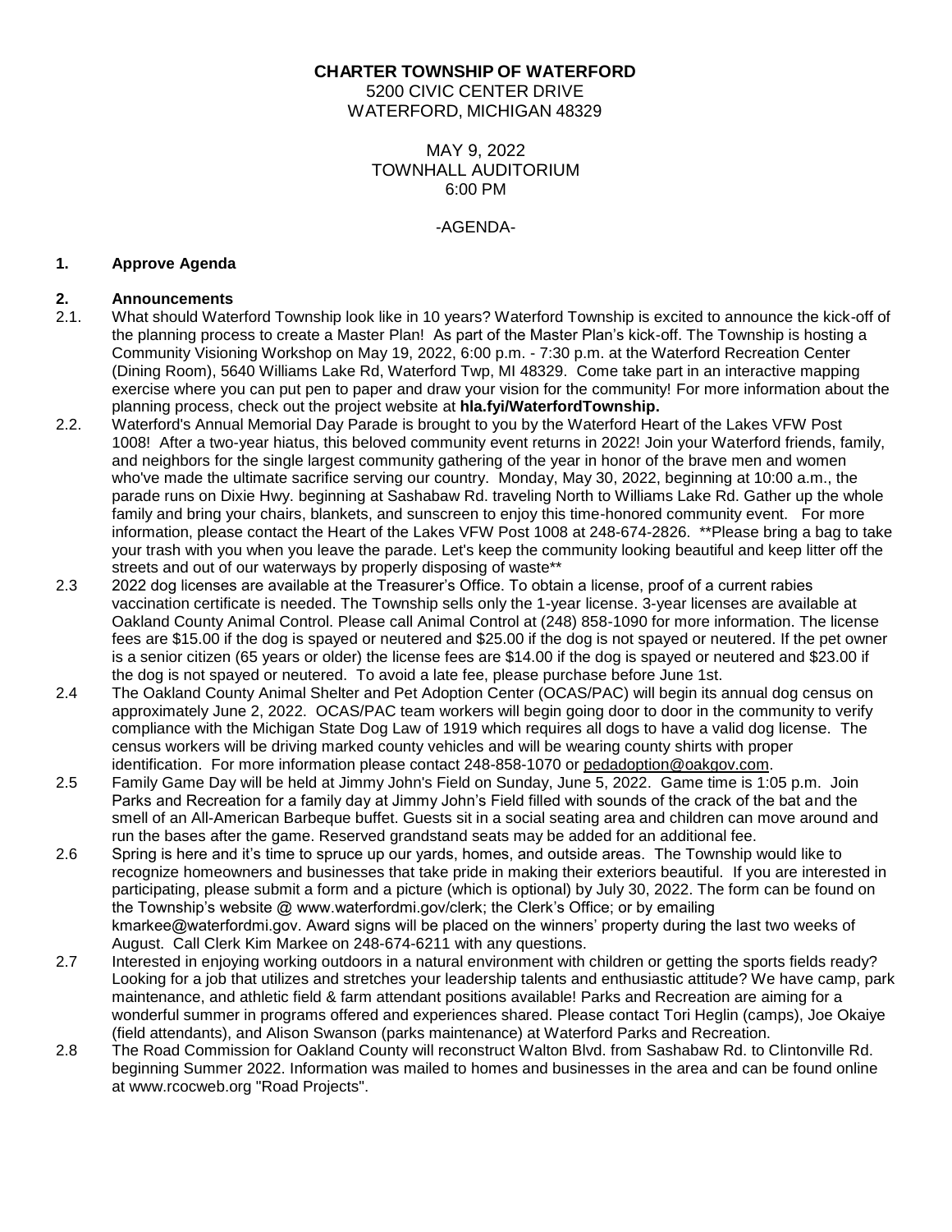**CHARTER TOWNSHIP OF WATERFORD**
5200 CIVIC CENTER DRIVE
WATERFORD, MICHIGAN 48329

MAY 9, 2022
TOWNHALL AUDITORIUM
6:00 PM

-AGENDA-

**1. Approve Agenda**

**2. Announcements**

2.1. What should Waterford Township look like in 10 years? Waterford Township is excited to announce the kick-off of the planning process to create a Master Plan! As part of the Master Plan's kick-off. The Township is hosting a Community Visioning Workshop on May 19, 2022, 6:00 p.m. - 7:30 p.m. at the Waterford Recreation Center (Dining Room), 5640 Williams Lake Rd, Waterford Twp, MI 48329. Come take part in an interactive mapping exercise where you can put pen to paper and draw your vision for the community! For more information about the planning process, check out the project website at **hla.fyi/WaterfordTownship.**

2.2. Waterford's Annual Memorial Day Parade is brought to you by the Waterford Heart of the Lakes VFW Post 1008! After a two-year hiatus, this beloved community event returns in 2022! Join your Waterford friends, family, and neighbors for the single largest community gathering of the year in honor of the brave men and women who've made the ultimate sacrifice serving our country. Monday, May 30, 2022, beginning at 10:00 a.m., the parade runs on Dixie Hwy. beginning at Sashabaw Rd. traveling North to Williams Lake Rd. Gather up the whole family and bring your chairs, blankets, and sunscreen to enjoy this time-honored community event. For more information, please contact the Heart of the Lakes VFW Post 1008 at 248-674-2826. **Please bring a bag to take your trash with you when you leave the parade. Let's keep the community looking beautiful and keep litter off the streets and out of our waterways by properly disposing of waste**

2.3 2022 dog licenses are available at the Treasurer's Office. To obtain a license, proof of a current rabies vaccination certificate is needed. The Township sells only the 1-year license. 3-year licenses are available at Oakland County Animal Control. Please call Animal Control at (248) 858-1090 for more information. The license fees are $15.00 if the dog is spayed or neutered and $25.00 if the dog is not spayed or neutered. If the pet owner is a senior citizen (65 years or older) the license fees are $14.00 if the dog is spayed or neutered and $23.00 if the dog is not spayed or neutered. To avoid a late fee, please purchase before June 1st.

2.4 The Oakland County Animal Shelter and Pet Adoption Center (OCAS/PAC) will begin its annual dog census on approximately June 2, 2022. OCAS/PAC team workers will begin going door to door in the community to verify compliance with the Michigan State Dog Law of 1919 which requires all dogs to have a valid dog license. The census workers will be driving marked county vehicles and will be wearing county shirts with proper identification. For more information please contact 248-858-1070 or pedadoption@oakgov.com.

2.5 Family Game Day will be held at Jimmy John's Field on Sunday, June 5, 2022. Game time is 1:05 p.m. Join Parks and Recreation for a family day at Jimmy John's Field filled with sounds of the crack of the bat and the smell of an All-American Barbeque buffet. Guests sit in a social seating area and children can move around and run the bases after the game. Reserved grandstand seats may be added for an additional fee.

2.6 Spring is here and it's time to spruce up our yards, homes, and outside areas. The Township would like to recognize homeowners and businesses that take pride in making their exteriors beautiful. If you are interested in participating, please submit a form and a picture (which is optional) by July 30, 2022. The form can be found on the Township's website @ www.waterfordmi.gov/clerk; the Clerk's Office; or by emailing kmarkee@waterfordmi.gov. Award signs will be placed on the winners' property during the last two weeks of August. Call Clerk Kim Markee on 248-674-6211 with any questions.

2.7 Interested in enjoying working outdoors in a natural environment with children or getting the sports fields ready? Looking for a job that utilizes and stretches your leadership talents and enthusiastic attitude? We have camp, park maintenance, and athletic field & farm attendant positions available! Parks and Recreation are aiming for a wonderful summer in programs offered and experiences shared. Please contact Tori Heglin (camps), Joe Okaiye (field attendants), and Alison Swanson (parks maintenance) at Waterford Parks and Recreation.

2.8 The Road Commission for Oakland County will reconstruct Walton Blvd. from Sashabaw Rd. to Clintonville Rd. beginning Summer 2022. Information was mailed to homes and businesses in the area and can be found online at www.rcocweb.org "Road Projects".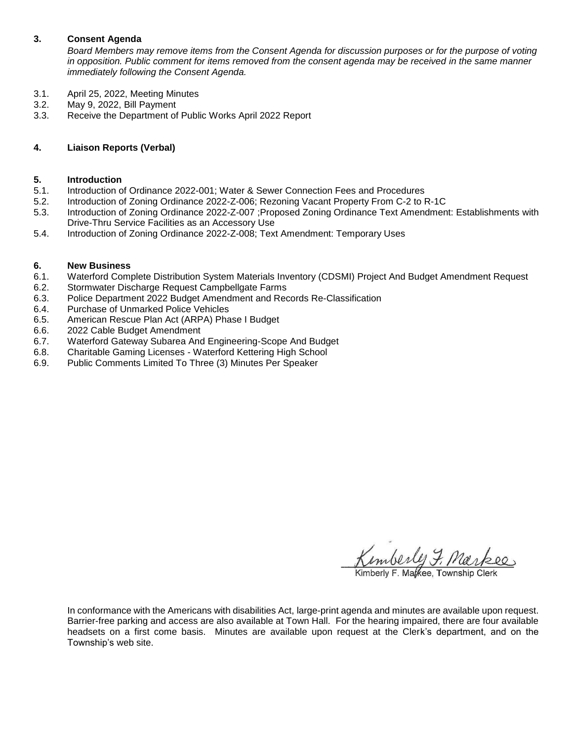### 3. Consent Agenda

*Board Members may remove items from the Consent Agenda for discussion purposes or for the purpose of voting in opposition. Public comment for items removed from the consent agenda may be received in the same manner immediately following the Consent Agenda.*

3.1. April 25, 2022, Meeting Minutes
3.2. May 9, 2022, Bill Payment
3.3. Receive the Department of Public Works April 2022 Report

### 4. Liaison Reports (Verbal)

### 5. Introduction

5.1. Introduction of Ordinance 2022-001; Water & Sewer Connection Fees and Procedures
5.2. Introduction of Zoning Ordinance 2022-Z-006; Rezoning Vacant Property From C-2 to R-1C
5.3. Introduction of Zoning Ordinance 2022-Z-007 ;Proposed Zoning Ordinance Text Amendment: Establishments with Drive-Thru Service Facilities as an Accessory Use
5.4. Introduction of Zoning Ordinance 2022-Z-008; Text Amendment: Temporary Uses

### 6. New Business

6.1. Waterford Complete Distribution System Materials Inventory (CDSMI) Project And Budget Amendment Request
6.2. Stormwater Discharge Request Campbellgate Farms
6.3. Police Department 2022 Budget Amendment and Records Re-Classification
6.4. Purchase of Unmarked Police Vehicles
6.5. American Rescue Plan Act (ARPA) Phase I Budget
6.6. 2022 Cable Budget Amendment
6.7. Waterford Gateway Subarea And Engineering-Scope And Budget
6.8. Charitable Gaming Licenses - Waterford Kettering High School
6.9. Public Comments Limited To Three (3) Minutes Per Speaker

Kimberly F. Markee

Kimberly F. Markee, Township Clerk

In conformance with the Americans with disabilities Act, large-print agenda and minutes are available upon request. Barrier-free parking and access are also available at Town Hall. For the hearing impaired, there are four available headsets on a first come basis. Minutes are available upon request at the Clerk's department, and on the Township's web site.